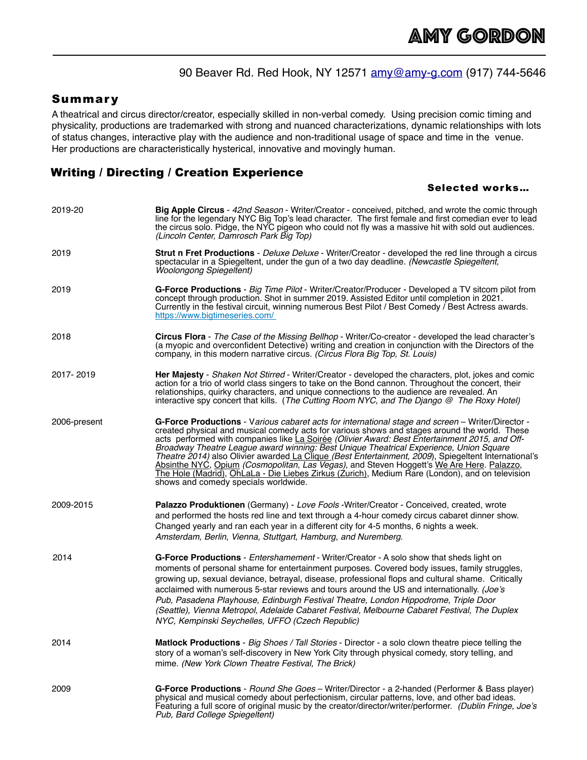# AMY GORDON

90 Beaver Rd. Red Hook, NY 12571 [amy@amy-g.com](mailto:amy@amy-g.com) (917) 744-5646

## Summary

A theatrical and circus director/creator, especially skilled in non-verbal comedy. Using precision comic timing and physicality, productions are trademarked with strong and nuanced characterizations, dynamic relationships with lots of status changes, interactive play with the audience and non-traditional usage of space and time in the venue. Her productions are characteristically hysterical, innovative and movingly human.

## Writing / Directing / Creation Experience

**Selected works…**

| | |
|---|---|
| 2019-20 | **Big Apple Circus** - *42nd Season* - Writer/Creator - conceived, pitched, and wrote the comic through line for the legendary NYC Big Top's lead character. The first female and first comedian ever to lead the circus solo. Pidge, the NYC pigeon who could not fly was a massive hit with sold out audiences. *(Lincoln Center, Damrosch Park Big Top)* |
| 2019 | **Strut n Fret Productions** - *Deluxe Deluxe* - Writer/Creator - developed the red line through a circus spectacular in a Spiegeltent, under the gun of a two day deadline. *(Newcastle Spiegeltent, Woolongong Spiegeltent)* |
| 2019 | **G-Force Productions** - *Big Time Pilot* - Writer/Creator/Producer - Developed a TV sitcom pilot from concept through production. Shot in summer 2019. Assisted Editor until completion in 2021. Currently in the festival circuit, winning numerous Best Pilot / Best Comedy / Best Actress awards. [https://www.bigtimeseries.com/](https://www.bigtimeseries.com/) |
| 2018 | **Circus Flora** - *The Case of the Missing Bellhop* - Writer/Co-creator - developed the lead character's (a myopic and overconfident Detective) writing and creation in conjunction with the Directors of the company, in this modern narrative circus. *(Circus Flora Big Top, St. Louis)* |
| 2017- 2019 | **Her Majesty** - *Shaken Not Stirred* - Writer/Creator - developed the characters, plot, jokes and comic action for a trio of world class singers to take on the Bond cannon. Throughout the concert, their relationships, quirky characters, and unique connections to the audience are revealed. An interactive spy concert that kills. (*The Cutting Room NYC, and The Django @ The Roxy Hotel)* |
| 2006-present | **G-Force Productions** - V*arious cabaret acts for international stage and screen* – Writer/Director - created physical and musical comedy acts for various shows and stages around the world. These acts performed with companies like La Soirée *(Olivier Award: Best Entertainment 2015, and Off-Broadway Theatre League award winning: Best Unique Theatrical Experience, Union Square Theatre 2014)* also Olivier awarded La Clique *(Best Entertainment, 2009*), Spiegeltent International's Absinthe NYC, Opium *(Cosmopolitan, Las Vegas)*, and Steven Hoggett's We Are Here. Palazzo, The Hole (Madrid), OhLaLa - Die Liebes Zirkus (Zurich), Medium Rare (London), and on television shows and comedy specials worldwide. |
| 2009-2015 | **Palazzo Produktionen** (Germany) - *Love Fools* -Writer/Creator - Conceived, created, wrote and performed the hosts red line and text through a 4-hour comedy circus cabaret dinner show. Changed yearly and ran each year in a different city for 4-5 months, 6 nights a week. *Amsterdam, Berlin, Vienna, Stuttgart, Hamburg, and Nuremberg.* |
| 2014 | **G-Force Productions** - *Entershamement* - Writer/Creator - A solo show that sheds light on moments of personal shame for entertainment purposes. Covered body issues, family struggles, growing up, sexual deviance, betrayal, disease, professional flops and cultural shame. Critically acclaimed with numerous 5-star reviews and tours around the US and internationally. *(Joe's Pub, Pasadena Playhouse, Edinburgh Festival Theatre, London Hippodrome, Triple Door (Seattle), Vienna Metropol, Adelaide Cabaret Festival, Melbourne Cabaret Festival, The Duplex NYC, Kempinski Seychelles, UFFO (Czech Republic)* |
| 2014 | **Matlock Productions** - *Big Shoes / Tall Stories* - Director - a solo clown theatre piece telling the story of a woman's self-discovery in New York City through physical comedy, story telling, and mime. *(New York Clown Theatre Festival, The Brick)* |
| 2009 | **G-Force Productions** - *Round She Goes* – Writer/Director - a 2-handed (Performer & Bass player) physical and musical comedy about perfectionism, circular patterns, love, and other bad ideas. Featuring a full score of original music by the creator/director/writer/performer. *(Dublin Fringe, Joe's Pub, Bard College Spiegeltent)* |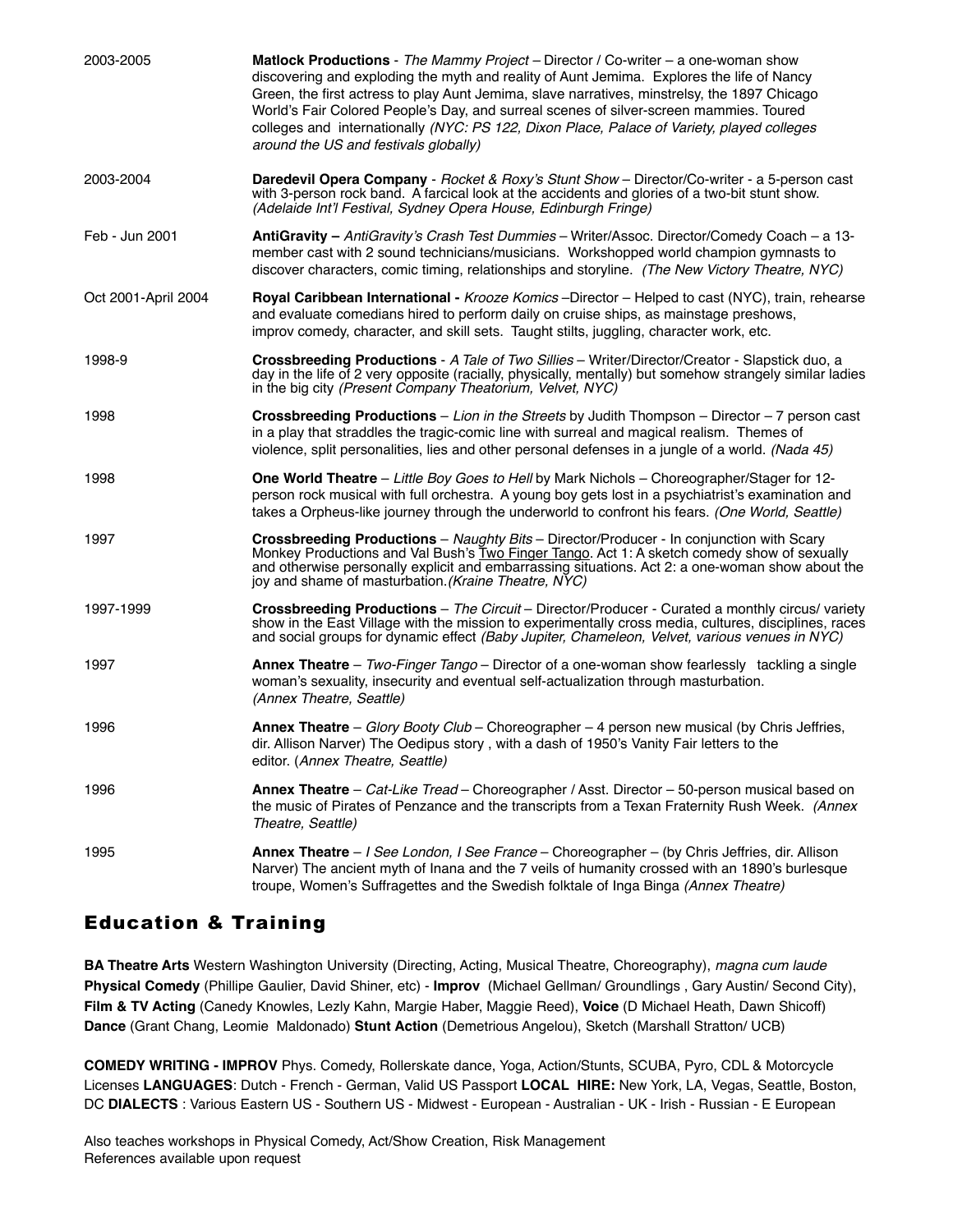2003-2005 **Matlock Productions** - *The Mammy Project* – Director / Co-writer – a one-woman show discovering and exploding the myth and reality of Aunt Jemima. Explores the life of Nancy Green, the first actress to play Aunt Jemima, slave narratives, minstrelsy, the 1897 Chicago World's Fair Colored People's Day, and surreal scenes of silver-screen mammies. Toured colleges and internationally *(NYC: PS 122, Dixon Place, Palace of Variety, played colleges around the US and festivals globally)*

2003-2004 **Daredevil Opera Company** - *Rocket & Roxy's Stunt Show* – Director/Co-writer - a 5-person cast with 3-person rock band. A farcical look at the accidents and glories of a two-bit stunt show. *(Adelaide Int'l Festival, Sydney Opera House, Edinburgh Fringe)*

Feb - Jun 2001 **AntiGravity –** *AntiGravity's Crash Test Dummies* – Writer/Assoc. Director/Comedy Coach – a 13-member cast with 2 sound technicians/musicians. Workshopped world champion gymnasts to discover characters, comic timing, relationships and storyline. *(The New Victory Theatre, NYC)*

Oct 2001-April 2004 **Royal Caribbean International -** *Krooze Komics* –Director – Helped to cast (NYC), train, rehearse and evaluate comedians hired to perform daily on cruise ships, as mainstage preshows, improv comedy, character, and skill sets. Taught stilts, juggling, character work, etc.

1998-9 **Crossbreeding Productions** - *A Tale of Two Sillies* – Writer/Director/Creator - Slapstick duo, a day in the life of 2 very opposite (racially, physically, mentally) but somehow strangely similar ladies in the big city *(Present Company Theatorium, Velvet, NYC)*

1998 **Crossbreeding Productions** – *Lion in the Streets* by Judith Thompson – Director – 7 person cast in a play that straddles the tragic-comic line with surreal and magical realism. Themes of violence, split personalities, lies and other personal defenses in a jungle of a world. *(Nada 45)*

1998 **One World Theatre** – *Little Boy Goes to Hell* by Mark Nichols – Choreographer/Stager for 12-person rock musical with full orchestra. A young boy gets lost in a psychiatrist's examination and takes a Orpheus-like journey through the underworld to confront his fears. *(One World, Seattle)*

1997 **Crossbreeding Productions** – *Naughty Bits* – Director/Producer - In conjunction with Scary Monkey Productions and Val Bush's Two Finger Tango. Act 1: A sketch comedy show of sexually and otherwise personally explicit and embarrassing situations. Act 2: a one-woman show about the joy and shame of masturbation.*(Kraine Theatre, NYC)*

1997-1999 **Crossbreeding Productions** – *The Circuit* – Director/Producer - Curated a monthly circus/ variety show in the East Village with the mission to experimentally cross media, cultures, disciplines, races and social groups for dynamic effect *(Baby Jupiter, Chameleon, Velvet, various venues in NYC)*

1997 **Annex Theatre** – *Two-Finger Tango* – Director of a one-woman show fearlessly tackling a single woman's sexuality, insecurity and eventual self-actualization through masturbation. *(Annex Theatre, Seattle)*

1996 **Annex Theatre** – *Glory Booty Club* – Choreographer – 4 person new musical (by Chris Jeffries, dir. Allison Narver) The Oedipus story , with a dash of 1950's Vanity Fair letters to the editor. (*Annex Theatre, Seattle)*

1996 **Annex Theatre** – *Cat-Like Tread* – Choreographer / Asst. Director – 50-person musical based on the music of Pirates of Penzance and the transcripts from a Texan Fraternity Rush Week. *(Annex Theatre, Seattle)*

1995 **Annex Theatre** – *I See London, I See France* – Choreographer – (by Chris Jeffries, dir. Allison Narver) The ancient myth of Inana and the 7 veils of humanity crossed with an 1890's burlesque troupe, Women's Suffragettes and the Swedish folktale of Inga Binga *(Annex Theatre)*

## Education & Training

**BA Theatre Arts** Western Washington University (Directing, Acting, Musical Theatre, Choreography), *magna cum laude*
**Physical Comedy** (Phillipe Gaulier, David Shiner, etc) - **Improv** (Michael Gellman/ Groundlings , Gary Austin/ Second City), **Film & TV Acting** (Canedy Knowles, Lezly Kahn, Margie Haber, Maggie Reed), **Voice** (D Michael Heath, Dawn Shicoff) **Dance** (Grant Chang, Leomie Maldonado) **Stunt Action** (Demetrious Angelou), Sketch (Marshall Stratton/ UCB)

**COMEDY WRITING - IMPROV** Phys. Comedy, Rollerskate dance, Yoga, Action/Stunts, SCUBA, Pyro, CDL & Motorcycle Licenses **LANGUAGES**: Dutch - French - German, Valid US Passport **LOCAL HIRE:** New York, LA, Vegas, Seattle, Boston, DC **DIALECTS** : Various Eastern US - Southern US - Midwest - European - Australian - UK - Irish - Russian - E European

Also teaches workshops in Physical Comedy, Act/Show Creation, Risk Management
References available upon request